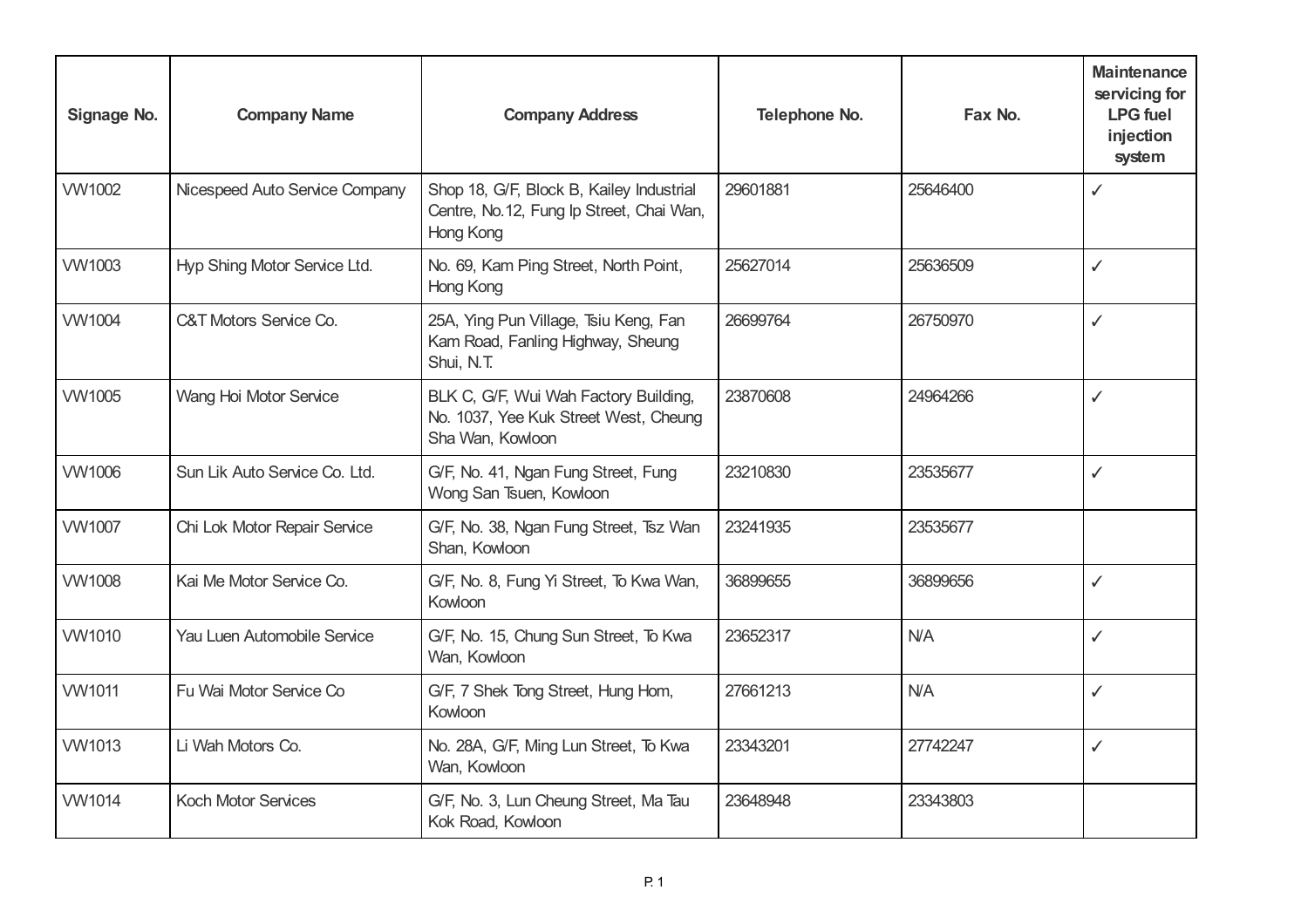| Signage No. | Company Name | Company Address | Telephone No. | Fax No. | Maintenance servicing for LPG fuel injection system |
|---|---|---|---|---|---|
| VW1002 | Nicespeed Auto Service Company | Shop 18, G/F, Block B, Kailey Industrial Centre, No.12, Fung Ip Street, Chai Wan, Hong Kong | 29601881 | 25646400 | ✓ |
| VW1003 | Hyp Shing Motor Service Ltd. | No. 69, Kam Ping Street, North Point, Hong Kong | 25627014 | 25636509 | ✓ |
| VW1004 | C&T Motors Service Co. | 25A, Ying Pun Village, Tsiu Keng, Fan Kam Road, Fanling Highway, Sheung Shui, N.T. | 26699764 | 26750970 | ✓ |
| VW1005 | Wang Hoi Motor Service | BLK C, G/F, Wui Wah Factory Building, No. 1037, Yee Kuk Street West, Cheung Sha Wan, Kowloon | 23870608 | 24964266 | ✓ |
| VW1006 | Sun Lik Auto Service Co. Ltd. | G/F, No. 41, Ngan Fung Street, Fung Wong San Tsuen, Kowloon | 23210830 | 23535677 | ✓ |
| VW1007 | Chi Lok Motor Repair Service | G/F, No. 38, Ngan Fung Street, Tsz Wan Shan, Kowloon | 23241935 | 23535677 | |
| VW1008 | Kai Me Motor Service Co. | G/F, No. 8, Fung Yi Street, To Kwa Wan, Kowloon | 36899655 | 36899656 | ✓ |
| VW1010 | Yau Luen Automobile Service | G/F, No. 15, Chung Sun Street, To Kwa Wan, Kowloon | 23652317 | N/A | ✓ |
| VW1011 | Fu Wai Motor Service Co | G/F, 7 Shek Tong Street, Hung Hom, Kowloon | 27661213 | N/A | ✓ |
| VW1013 | Li Wah Motors Co. | No. 28A, G/F, Ming Lun Street, To Kwa Wan, Kowloon | 23343201 | 27742247 | ✓ |
| VW1014 | Koch Motor Services | G/F, No. 3, Lun Cheung Street, Ma Tau Kok Road, Kowloon | 23648948 | 23343803 | |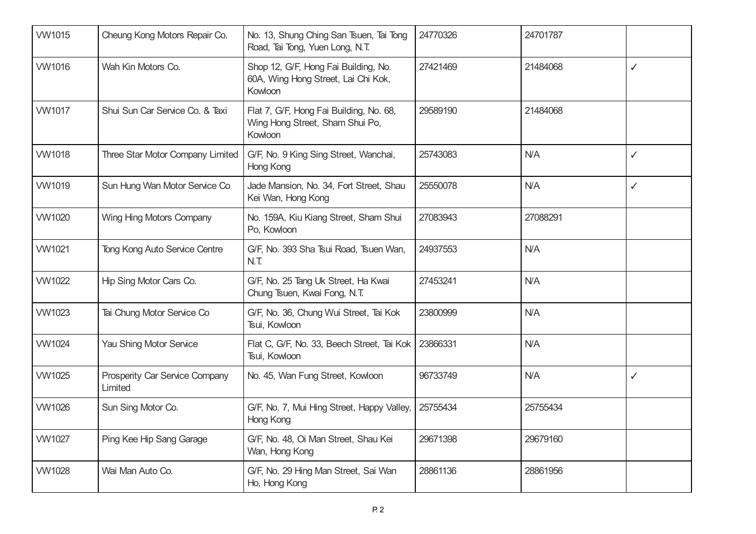| | | | | | |
|---|---|---|---|---|---|
| VW1015 | Cheung Kong Motors Repair Co. | No. 13, Shung Ching San Tsuen, Tai Tong Road, Tai Tong, Yuen Long, N.T. | 24770326 | 24701787 | |
| VW1016 | Wah Kin Motors Co. | Shop 12, G/F, Hong Fai Building, No. 60A, Wing Hong Street, Lai Chi Kok, Kowloon | 27421469 | 21484068 | ✓ |
| VW1017 | Shui Sun Car Service Co. & Taxi | Flat 7, G/F, Hong Fai Building, No. 68, Wing Hong Street, Sham Shui Po, Kowloon | 29589190 | 21484068 | |
| VW1018 | Three Star Motor Company Limited | G/F, No. 9 King Sing Street, Wanchai, Hong Kong | 25743083 | N/A | ✓ |
| VW1019 | Sun Hung Wan Motor Service Co | Jade Mansion, No. 34, Fort Street, Shau Kei Wan, Hong Kong | 25550078 | N/A | ✓ |
| VW1020 | Wing Hing Motors Company | No. 159A, Kiu Kiang Street, Sham Shui Po, Kowloon | 27083943 | 27088291 | |
| VW1021 | Tong Kong Auto Service Centre | G/F, No. 393 Sha Tsui Road, Tsuen Wan, N.T. | 24937553 | N/A | |
| VW1022 | Hip Sing Motor Cars Co. | G/F, No. 25 Tang Uk Street, Ha Kwai Chung Tsuen, Kwai Fong, N.T. | 27453241 | N/A | |
| VW1023 | Tai Chung Motor Service Co | G/F, No. 36, Chung Wui Street, Tai Kok Tsui, Kowloon | 23800999 | N/A | |
| VW1024 | Yau Shing Motor Service | Flat C, G/F, No. 33, Beech Street, Tai Kok Tsui, Kowloon | 23866331 | N/A | |
| VW1025 | Prosperity Car Service Company Limited | No. 45, Wan Fung Street, Kowloon | 96733749 | N/A | ✓ |
| VW1026 | Sun Sing Motor Co. | G/F, No. 7, Mui Hing Street, Happy Valley, Hong Kong | 25755434 | 25755434 | |
| VW1027 | Ping Kee Hip Sang Garage | G/F, No. 48, Oi Man Street, Shau Kei Wan, Hong Kong | 29671398 | 29679160 | |
| VW1028 | Wai Man Auto Co. | G/F, No. 29 Hing Man Street, Sai Wan Ho, Hong Kong | 28861136 | 28861956 | |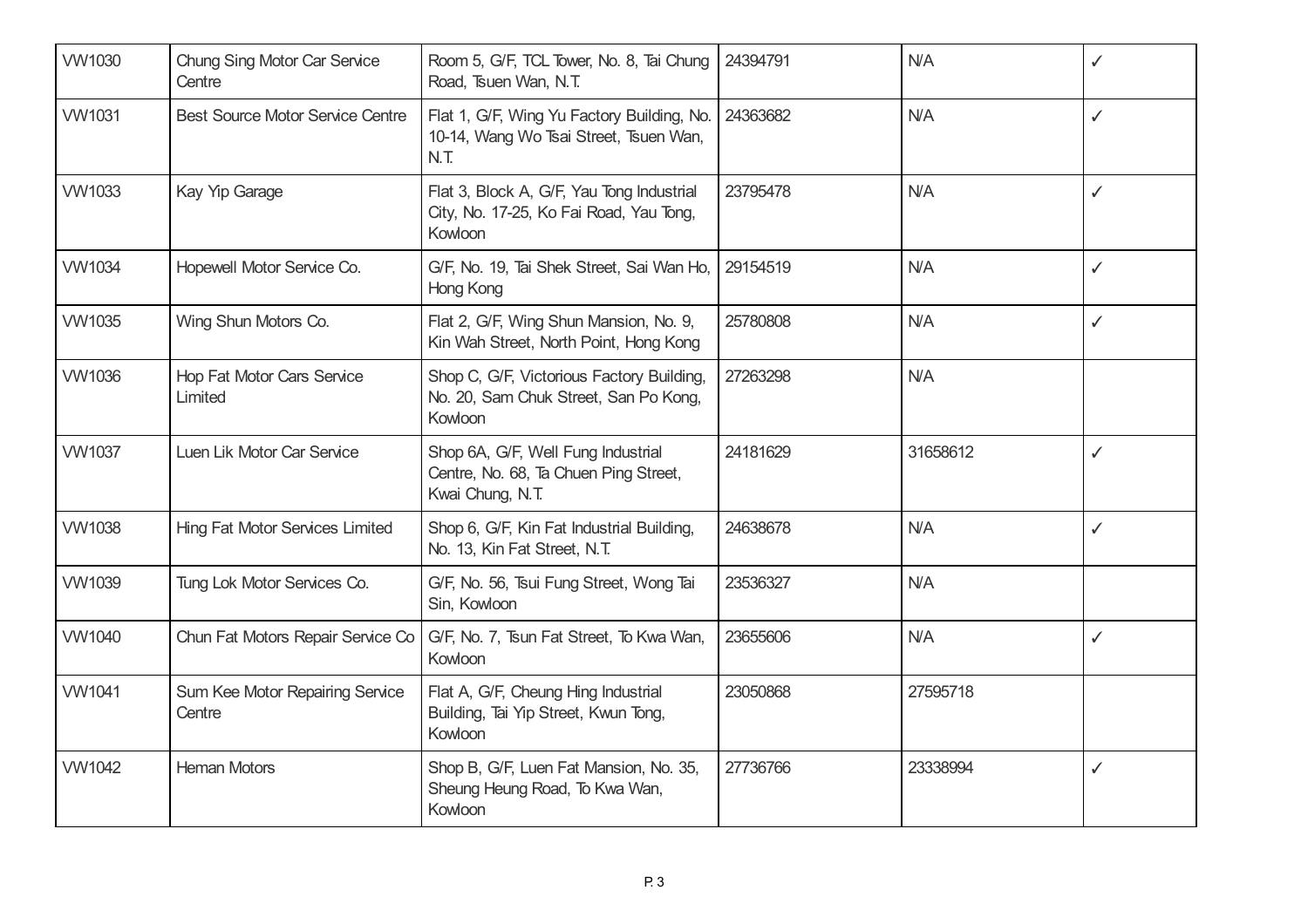| | | | | | |
|---|---|---|---|---|---|
| VW1030 | Chung Sing Motor Car Service Centre | Room 5, G/F, TCL Tower, No. 8, Tai Chung Road, Tsuen Wan, N.T. | 24394791 | N/A | ✓ |
| VW1031 | Best Source Motor Service Centre | Flat 1, G/F, Wing Yu Factory Building, No. 10-14, Wang Wo Tsai Street, Tsuen Wan, N.T. | 24363682 | N/A | ✓ |
| VW1033 | Kay Yip Garage | Flat 3, Block A, G/F, Yau Tong Industrial City, No. 17-25, Ko Fai Road, Yau Tong, Kowloon | 23795478 | N/A | ✓ |
| VW1034 | Hopewell Motor Service Co. | G/F, No. 19, Tai Shek Street, Sai Wan Ho, Hong Kong | 29154519 | N/A | ✓ |
| VW1035 | Wing Shun Motors Co. | Flat 2, G/F, Wing Shun Mansion, No. 9, Kin Wah Street, North Point, Hong Kong | 25780808 | N/A | ✓ |
| VW1036 | Hop Fat Motor Cars Service Limited | Shop C, G/F, Victorious Factory Building, No. 20, Sam Chuk Street, San Po Kong, Kowloon | 27263298 | N/A | |
| VW1037 | Luen Lik Motor Car Service | Shop 6A, G/F, Well Fung Industrial Centre, No. 68, Ta Chuen Ping Street, Kwai Chung, N.T. | 24181629 | 31658612 | ✓ |
| VW1038 | Hing Fat Motor Services Limited | Shop 6, G/F, Kin Fat Industrial Building, No. 13, Kin Fat Street, N.T. | 24638678 | N/A | ✓ |
| VW1039 | Tung Lok Motor Services Co. | G/F, No. 56, Tsui Fung Street, Wong Tai Sin, Kowloon | 23536327 | N/A | |
| VW1040 | Chun Fat Motors Repair Service Co | G/F, No. 7, Tsun Fat Street, To Kwa Wan, Kowloon | 23655606 | N/A | ✓ |
| VW1041 | Sum Kee Motor Repairing Service Centre | Flat A, G/F, Cheung Hing Industrial Building, Tai Yip Street, Kwun Tong, Kowloon | 23050868 | 27595718 | |
| VW1042 | Heman Motors | Shop B, G/F, Luen Fat Mansion, No. 35, Sheung Heung Road, To Kwa Wan, Kowloon | 27736766 | 23338994 | ✓ |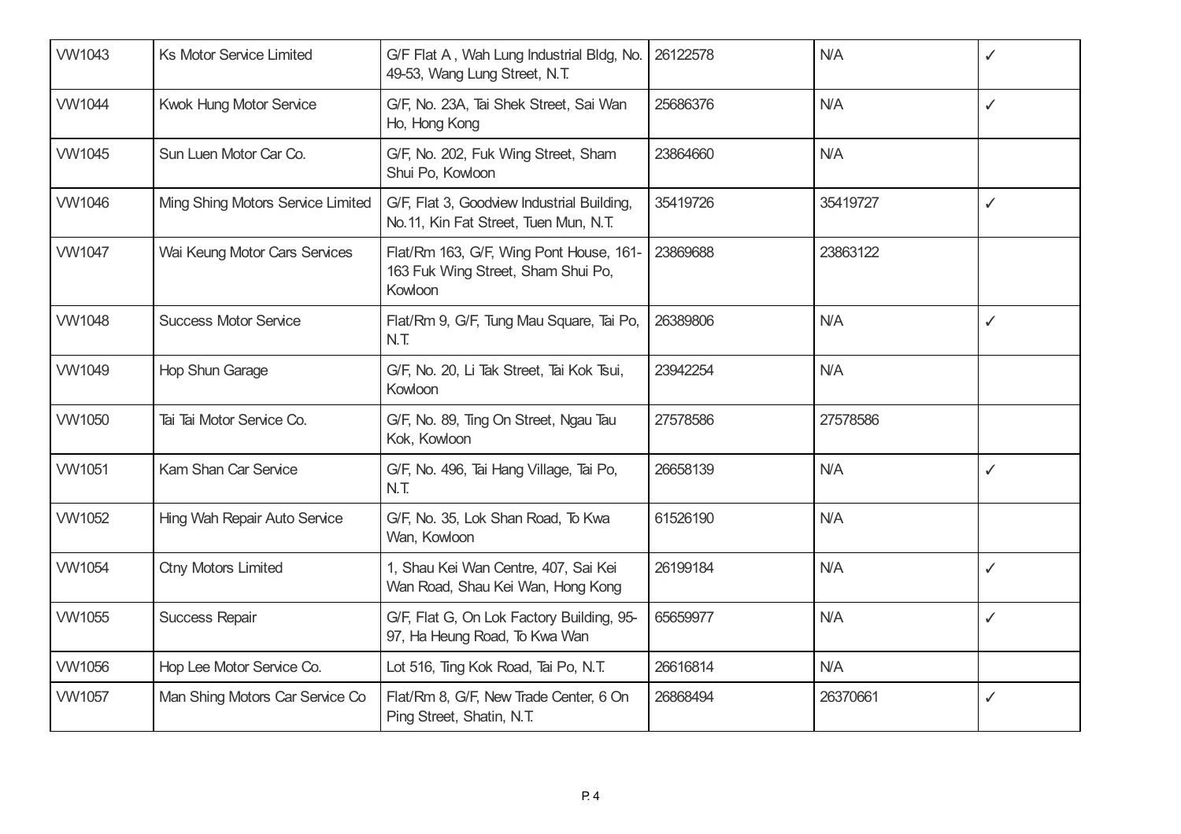| VW1043 | Ks Motor Service Limited | G/F Flat A , Wah Lung Industrial Bldg, No. 49-53, Wang Lung Street, N.T. | 26122578 | N/A | ✓ |
|---|---|---|---|---|---|
| VW1044 | Kwok Hung Motor Service | G/F, No. 23A, Tai Shek Street, Sai Wan Ho, Hong Kong | 25686376 | N/A | ✓ |
| VW1045 | Sun Luen Motor Car Co. | G/F, No. 202, Fuk Wing Street, Sham Shui Po, Kowloon | 23864660 | N/A | |
| VW1046 | Ming Shing Motors Service Limited | G/F, Flat 3, Goodview Industrial Building, No.11, Kin Fat Street, Tuen Mun, N.T. | 35419726 | 35419727 | ✓ |
| VW1047 | Wai Keung Motor Cars Services | Flat/Rm 163, G/F, Wing Pont House, 161-163 Fuk Wing Street, Sham Shui Po, Kowloon | 23869688 | 23863122 | |
| VW1048 | Success Motor Service | Flat/Rm 9, G/F, Tung Mau Square, Tai Po, N.T. | 26389806 | N/A | ✓ |
| VW1049 | Hop Shun Garage | G/F, No. 20, Li Tak Street, Tai Kok Tsui, Kowloon | 23942254 | N/A | |
| VW1050 | Tai Tai Motor Service Co. | G/F, No. 89, Ting On Street, Ngau Tau Kok, Kowloon | 27578586 | 27578586 | |
| VW1051 | Kam Shan Car Service | G/F, No. 496, Tai Hang Village, Tai Po, N.T. | 26658139 | N/A | ✓ |
| VW1052 | Hing Wah Repair Auto Service | G/F, No. 35, Lok Shan Road, To Kwa Wan, Kowloon | 61526190 | N/A | |
| VW1054 | Ctny Motors Limited | 1, Shau Kei Wan Centre, 407, Sai Kei Wan Road, Shau Kei Wan, Hong Kong | 26199184 | N/A | ✓ |
| VW1055 | Success Repair | G/F, Flat G, On Lok Factory Building, 95-97, Ha Heung Road, To Kwa Wan | 65659977 | N/A | ✓ |
| VW1056 | Hop Lee Motor Service Co. | Lot 516, Ting Kok Road, Tai Po, N.T. | 26616814 | N/A | |
| VW1057 | Man Shing Motors Car Service Co | Flat/Rm 8, G/F, New Trade Center, 6 On Ping Street, Shatin, N.T. | 26868494 | 26370661 | ✓ |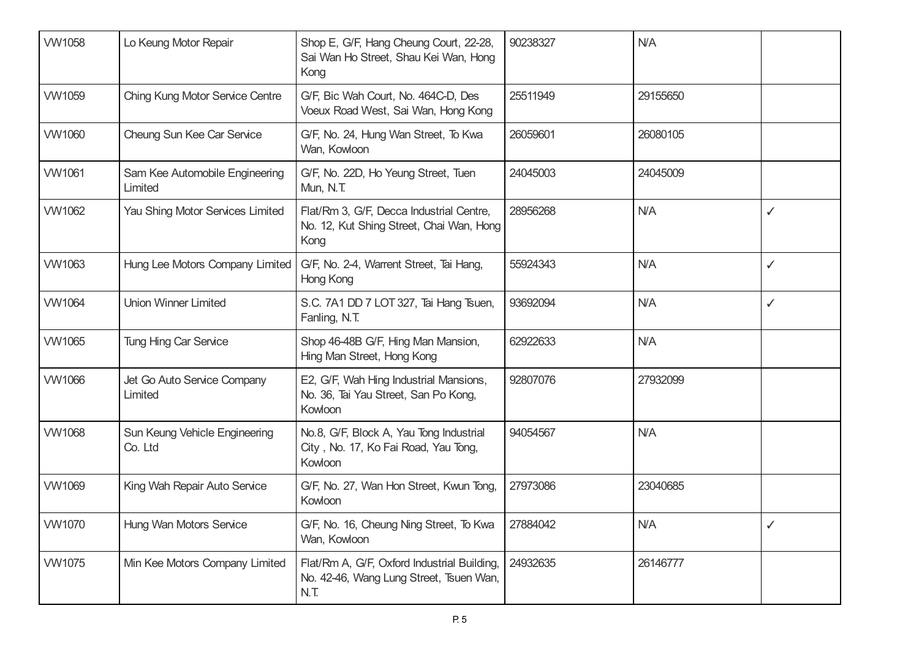| | | | | | |
|---|---|---|---|---|---|
| VW1058 | Lo Keung Motor Repair | Shop E, G/F, Hang Cheung Court, 22-28, Sai Wan Ho Street, Shau Kei Wan, Hong Kong | 90238327 | N/A | |
| VW1059 | Ching Kung Motor Service Centre | G/F, Bic Wah Court, No. 464C-D, Des Voeux Road West, Sai Wan, Hong Kong | 25511949 | 29155650 | |
| VW1060 | Cheung Sun Kee Car Service | G/F, No. 24, Hung Wan Street, To Kwa Wan, Kowloon | 26059601 | 26080105 | |
| VW1061 | Sam Kee Automobile Engineering Limited | G/F, No. 22D, Ho Yeung Street, Tuen Mun, N.T. | 24045003 | 24045009 | |
| VW1062 | Yau Shing Motor Services Limited | Flat/Rm 3, G/F, Decca Industrial Centre, No. 12, Kut Shing Street, Chai Wan, Hong Kong | 28956268 | N/A | ✓ |
| VW1063 | Hung Lee Motors Company Limited | G/F, No. 2-4, Warrent Street, Tai Hang, Hong Kong | 55924343 | N/A | ✓ |
| VW1064 | Union Winner Limited | S.C. 7A1 DD 7 LOT 327, Tai Hang Tsuen, Fanling, N.T. | 93692094 | N/A | ✓ |
| VW1065 | Tung Hing Car Service | Shop 46-48B G/F, Hing Man Mansion, Hing Man Street, Hong Kong | 62922633 | N/A | |
| VW1066 | Jet Go Auto Service Company Limited | E2, G/F, Wah Hing Industrial Mansions, No. 36, Tai Yau Street, San Po Kong, Kowloon | 92807076 | 27932099 | |
| VW1068 | Sun Keung Vehicle Engineering Co. Ltd | No.8, G/F, Block A, Yau Tong Industrial City , No. 17, Ko Fai Road, Yau Tong, Kowloon | 94054567 | N/A | |
| VW1069 | King Wah Repair Auto Service | G/F, No. 27, Wan Hon Street, Kwun Tong, Kowloon | 27973086 | 23040685 | |
| VW1070 | Hung Wan Motors Service | G/F, No. 16, Cheung Ning Street, To Kwa Wan, Kowloon | 27884042 | N/A | ✓ |
| VW1075 | Min Kee Motors Company Limited | Flat/Rm A, G/F, Oxford Industrial Building, No. 42-46, Wang Lung Street, Tsuen Wan, N.T. | 24932635 | 26146777 | |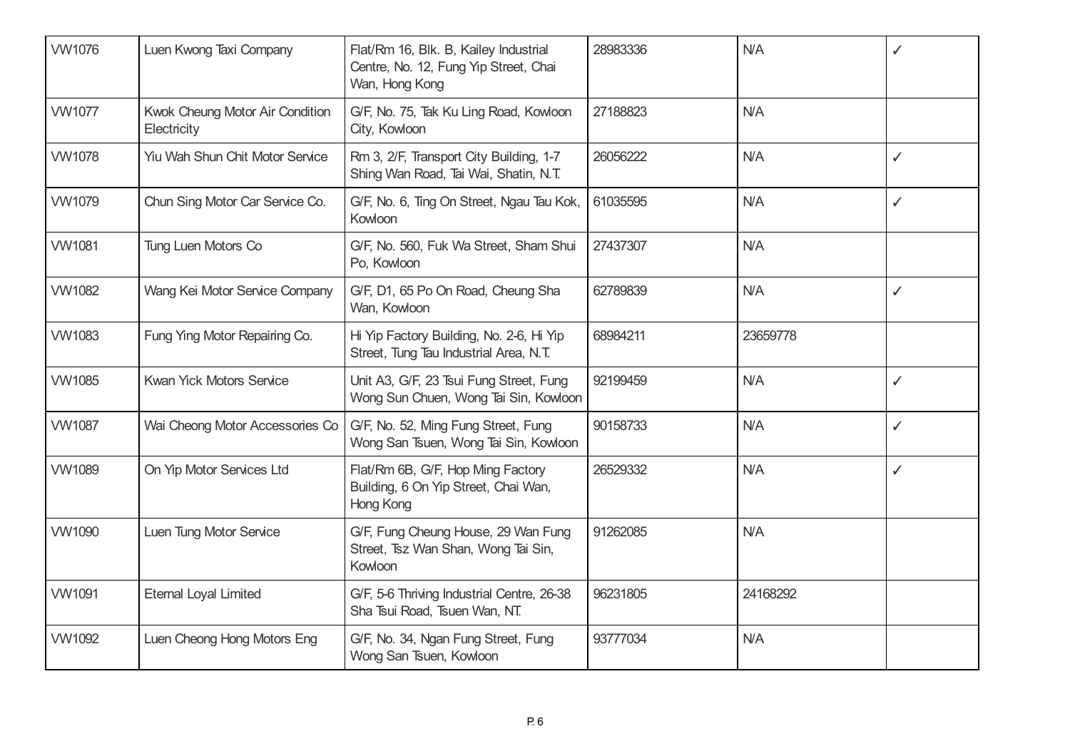| | | | | | |
|---|---|---|---|---|---|
| VW1076 | Luen Kwong Taxi Company | Flat/Rm 16, Blk. B, Kailey Industrial Centre, No. 12, Fung Yip Street, Chai Wan, Hong Kong | 28983336 | N/A | ✓ |
| VW1077 | Kwok Cheung Motor Air Condition Electricity | G/F, No. 75, Tak Ku Ling Road, Kowloon City, Kowloon | 27188823 | N/A | |
| VW1078 | Yiu Wah Shun Chit Motor Service | Rm 3, 2/F, Transport City Building, 1-7 Shing Wan Road, Tai Wai, Shatin, N.T. | 26056222 | N/A | ✓ |
| VW1079 | Chun Sing Motor Car Service Co. | G/F, No. 6, Ting On Street, Ngau Tau Kok, Kowloon | 61035595 | N/A | ✓ |
| VW1081 | Tung Luen Motors Co | G/F, No. 560, Fuk Wa Street, Sham Shui Po, Kowloon | 27437307 | N/A | |
| VW1082 | Wang Kei Motor Service Company | G/F, D1, 65 Po On Road, Cheung Sha Wan, Kowloon | 62789839 | N/A | ✓ |
| VW1083 | Fung Ying Motor Repairing Co. | Hi Yip Factory Building, No. 2-6, Hi Yip Street, Tung Tau Industrial Area, N.T. | 68984211 | 23659778 | |
| VW1085 | Kwan Yick Motors Service | Unit A3, G/F, 23 Tsui Fung Street, Fung Wong Sun Chuen, Wong Tai Sin, Kowloon | 92199459 | N/A | ✓ |
| VW1087 | Wai Cheong Motor Accessories Co | G/F, No. 52, Ming Fung Street, Fung Wong San Tsuen, Wong Tai Sin, Kowloon | 90158733 | N/A | ✓ |
| VW1089 | On Yip Motor Services Ltd | Flat/Rm 6B, G/F, Hop Ming Factory Building, 6 On Yip Street, Chai Wan, Hong Kong | 26529332 | N/A | ✓ |
| VW1090 | Luen Tung Motor Service | G/F, Fung Cheung House, 29 Wan Fung Street, Tsz Wan Shan, Wong Tai Sin, Kowloon | 91262085 | N/A | |
| VW1091 | Eternal Loyal Limited | G/F, 5-6 Thriving Industrial Centre, 26-38 Sha Tsui Road, Tsuen Wan, NT. | 96231805 | 24168292 | |
| VW1092 | Luen Cheong Hong Motors Eng | G/F, No. 34, Ngan Fung Street, Fung Wong San Tsuen, Kowloon | 93777034 | N/A | |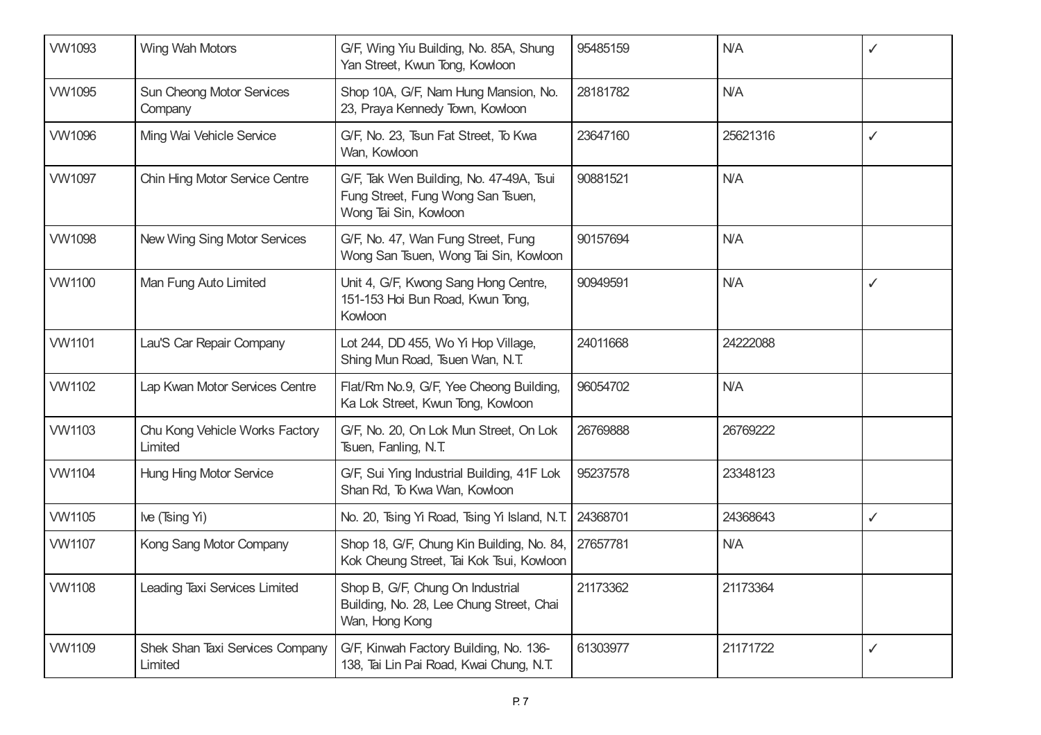| | | | | | |
|---|---|---|---|---|---|
| VW1093 | Wing Wah Motors | G/F, Wing Yiu Building, No. 85A, Shung Yan Street, Kwun Tong, Kowloon | 95485159 | N/A | ✓ |
| VW1095 | Sun Cheong Motor Services Company | Shop 10A, G/F, Nam Hung Mansion, No. 23, Praya Kennedy Town, Kowloon | 28181782 | N/A | |
| VW1096 | Ming Wai Vehicle Service | G/F, No. 23, Tsun Fat Street, To Kwa Wan, Kowloon | 23647160 | 25621316 | ✓ |
| VW1097 | Chin Hing Motor Service Centre | G/F, Tak Wen Building, No. 47-49A, Tsui Fung Street, Fung Wong San Tsuen, Wong Tai Sin, Kowloon | 90881521 | N/A | |
| VW1098 | New Wing Sing Motor Services | G/F, No. 47, Wan Fung Street, Fung Wong San Tsuen, Wong Tai Sin, Kowloon | 90157694 | N/A | |
| VW1100 | Man Fung Auto Limited | Unit 4, G/F, Kwong Sang Hong Centre, 151-153 Hoi Bun Road, Kwun Tong, Kowloon | 90949591 | N/A | ✓ |
| VW1101 | Lau'S Car Repair Company | Lot 244, DD 455, Wo Yi Hop Village, Shing Mun Road, Tsuen Wan, N.T. | 24011668 | 24222088 | |
| VW1102 | Lap Kwan Motor Services Centre | Flat/Rm No.9, G/F, Yee Cheong Building, Ka Lok Street, Kwun Tong, Kowloon | 96054702 | N/A | |
| VW1103 | Chu Kong Vehicle Works Factory Limited | G/F, No. 20, On Lok Mun Street, On Lok Tsuen, Fanling, N.T. | 26769888 | 26769222 | |
| VW1104 | Hung Hing Motor Service | G/F, Sui Ying Industrial Building, 41F Lok Shan Rd, To Kwa Wan, Kowloon | 95237578 | 23348123 | |
| VW1105 | Ive (Tsing Yi) | No. 20, Tsing Yi Road, Tsing Yi Island, N.T. | 24368701 | 24368643 | ✓ |
| VW1107 | Kong Sang Motor Company | Shop 18, G/F, Chung Kin Building, No. 84, Kok Cheung Street, Tai Kok Tsui, Kowloon | 27657781 | N/A | |
| VW1108 | Leading Taxi Services Limited | Shop B, G/F, Chung On Industrial Building, No. 28, Lee Chung Street, Chai Wan, Hong Kong | 21173362 | 21173364 | |
| VW1109 | Shek Shan Taxi Services Company Limited | G/F, Kinwah Factory Building, No. 136-138, Tai Lin Pai Road, Kwai Chung, N.T. | 61303977 | 21171722 | ✓ |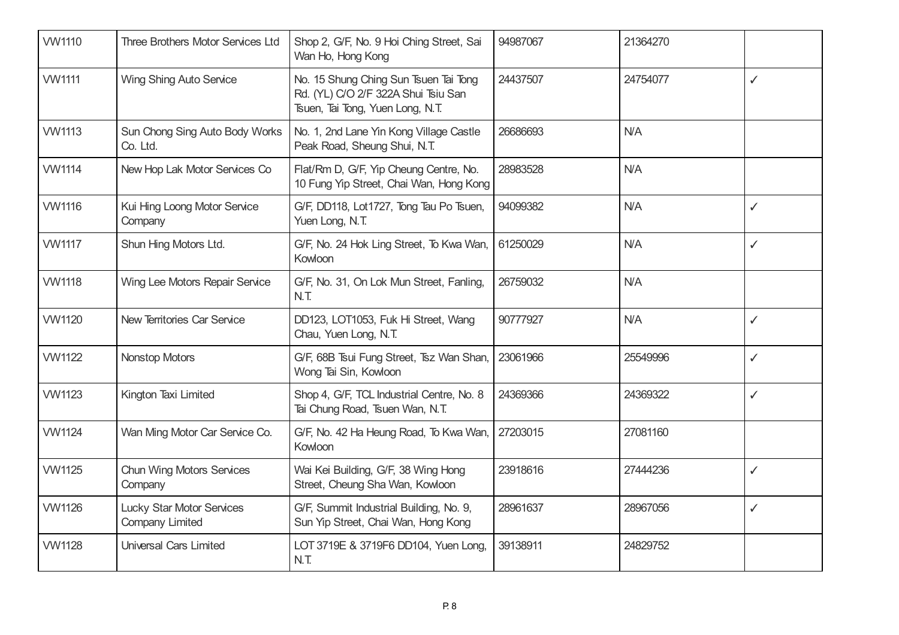| VW1110 | Three Brothers Motor Services Ltd | Shop 2, G/F, No. 9 Hoi Ching Street, Sai Wan Ho, Hong Kong | 94987067 | 21364270 | |
|---|---|---|---|---|---|
| VW1111 | Wing Shing Auto Service | No. 15 Shung Ching Sun Tsuen Tai Tong Rd. (YL) C/O 2/F 322A Shui Tsiu San Tsuen, Tai Tong, Yuen Long, N.T. | 24437507 | 24754077 | ✓ |
| VW1113 | Sun Chong Sing Auto Body Works Co. Ltd. | No. 1, 2nd Lane Yin Kong Village Castle Peak Road, Sheung Shui, N.T. | 26686693 | N/A | |
| VW1114 | New Hop Lak Motor Services Co | Flat/Rm D, G/F, Yip Cheung Centre, No. 10 Fung Yip Street, Chai Wan, Hong Kong | 28983528 | N/A | |
| VW1116 | Kui Hing Loong Motor Service Company | G/F, DD118, Lot1727, Tong Tau Po Tsuen, Yuen Long, N.T. | 94099382 | N/A | ✓ |
| VW1117 | Shun Hing Motors Ltd. | G/F, No. 24 Hok Ling Street, To Kwa Wan, Kowloon | 61250029 | N/A | ✓ |
| VW1118 | Wing Lee Motors Repair Service | G/F, No. 31, On Lok Mun Street, Fanling, N.T. | 26759032 | N/A | |
| VW1120 | New Territories Car Service | DD123, LOT1053, Fuk Hi Street, Wang Chau, Yuen Long, N.T. | 90777927 | N/A | ✓ |
| VW1122 | Nonstop Motors | G/F, 68B Tsui Fung Street, Tsz Wan Shan, Wong Tai Sin, Kowloon | 23061966 | 25549996 | ✓ |
| VW1123 | Kington Taxi Limited | Shop 4, G/F, TCL Industrial Centre, No. 8 Tai Chung Road, Tsuen Wan, N.T. | 24369366 | 24369322 | ✓ |
| VW1124 | Wan Ming Motor Car Service Co. | G/F, No. 42 Ha Heung Road, To Kwa Wan, Kowloon | 27203015 | 27081160 | |
| VW1125 | Chun Wing Motors Services Company | Wai Kei Building, G/F, 38 Wing Hong Street, Cheung Sha Wan, Kowloon | 23918616 | 27444236 | ✓ |
| VW1126 | Lucky Star Motor Services Company Limited | G/F, Summit Industrial Building, No. 9, Sun Yip Street, Chai Wan, Hong Kong | 28961637 | 28967056 | ✓ |
| VW1128 | Universal Cars Limited | LOT 3719E & 3719F6 DD104, Yuen Long, N.T. | 39138911 | 24829752 | |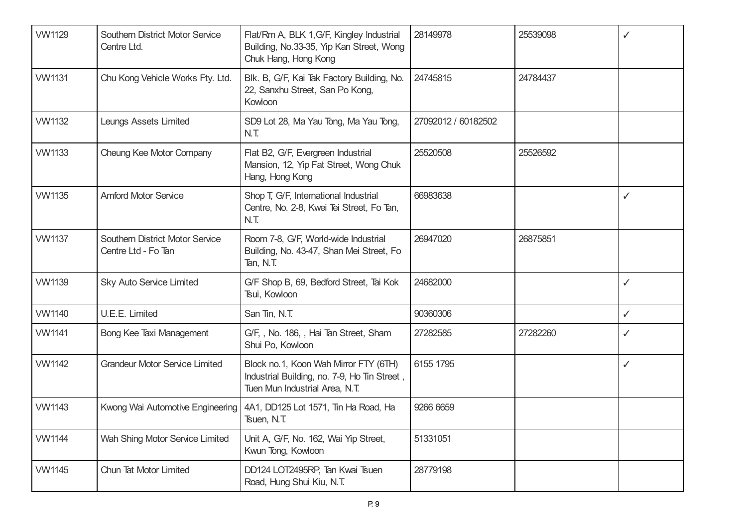| | | | | | |
|---|---|---|---|---|---|
| VW1129 | Southern District Motor Service Centre Ltd. | Flat/Rm A, BLK 1,G/F, Kingley Industrial Building, No.33-35, Yip Kan Street, Wong Chuk Hang, Hong Kong | 28149978 | 25539098 | ✓ |
| VW1131 | Chu Kong Vehicle Works Fty. Ltd. | Blk. B, G/F, Kai Tak Factory Building, No. 22, Sanxhu Street, San Po Kong, Kowloon | 24745815 | 24784437 | |
| VW1132 | Leungs Assets Limited | SD9 Lot 28, Ma Yau Tong, Ma Yau Tong, N.T. | 27092012 / 60182502 | | |
| VW1133 | Cheung Kee Motor Company | Flat B2, G/F, Evergreen Industrial Mansion, 12, Yip Fat Street, Wong Chuk Hang, Hong Kong | 25520508 | 25526592 | |
| VW1135 | Amford Motor Service | Shop T, G/F, International Industrial Centre, No. 2-8, Kwei Tei Street, Fo Tan, N.T. | 66983638 | | ✓ |
| VW1137 | Southern District Motor Service Centre Ltd - Fo Tan | Room 7-8, G/F, World-wide Industrial Building, No. 43-47, Shan Mei Street, Fo Tan, N.T. | 26947020 | 26875851 | |
| VW1139 | Sky Auto Service Limited | G/F Shop B, 69, Bedford Street, Tai Kok Tsui, Kowloon | 24682000 | | ✓ |
| VW1140 | U.E.E. Limited | San Tin, N.T. | 90360306 | | ✓ |
| VW1141 | Bong Kee Taxi Management | G/F, , No. 186, , Hai Tan Street, Sham Shui Po, Kowloon | 27282585 | 27282260 | ✓ |
| VW1142 | Grandeur Motor Service Limited | Block no.1, Koon Wah Mirror FTY (6TH) Industrial Building, no. 7-9, Ho Tin Street , Tuen Mun Industrial Area, N.T. | 6155 1795 | | ✓ |
| VW1143 | Kwong Wai Automotive Engineering | 4A1, DD125 Lot 1571, Tin Ha Road, Ha Tsuen, N.T. | 9266 6659 | | |
| VW1144 | Wah Shing Motor Service Limited | Unit A, G/F, No. 162, Wai Yip Street, Kwun Tong, Kowloon | 51331051 | | |
| VW1145 | Chun Tat Motor Limited | DD124 LOT2495RP, Tan Kwai Tsuen Road, Hung Shui Kiu, N.T. | 28779198 | | |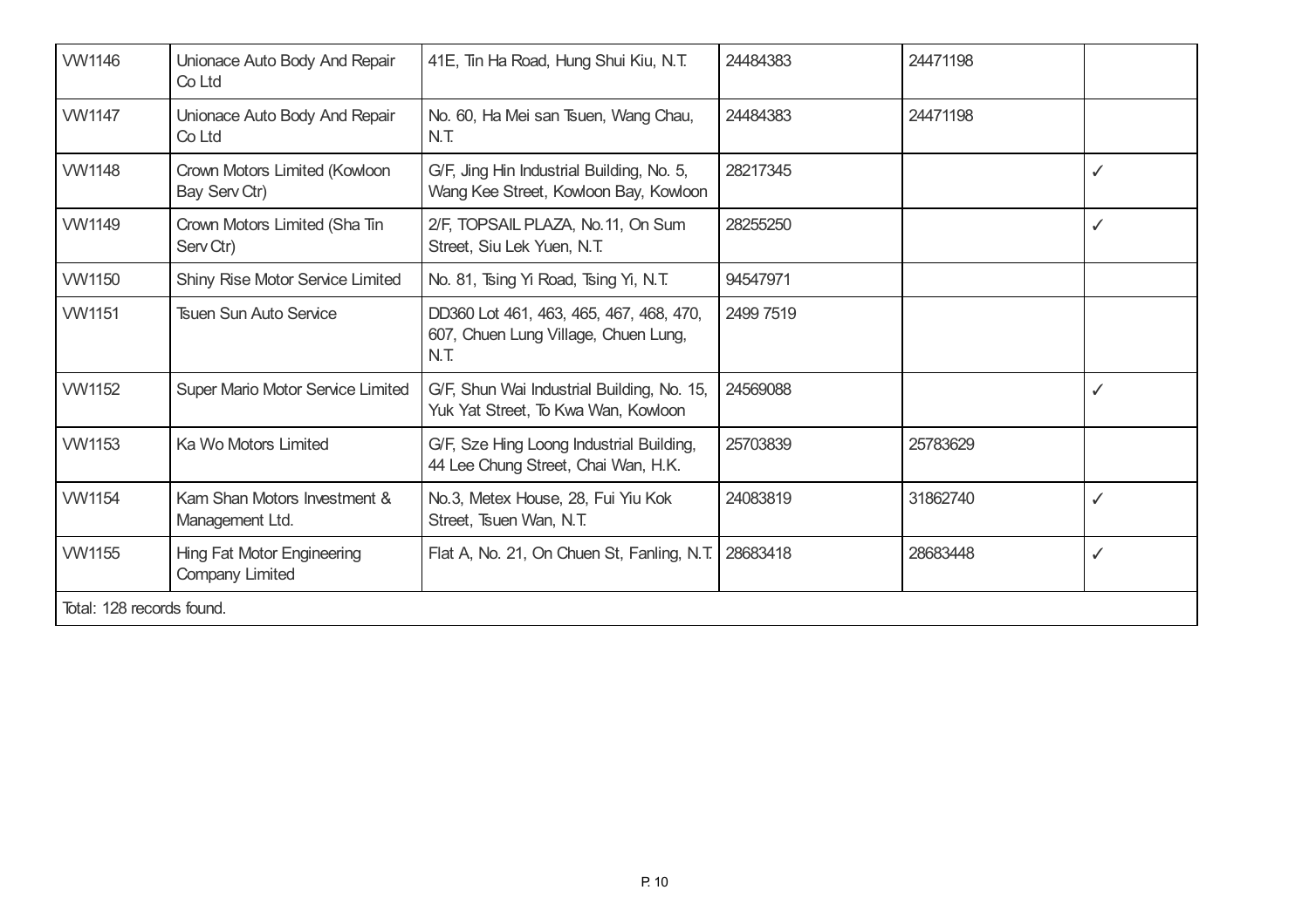| | | | | | |
|---|---|---|---|---|---|
| VW1146 | Unionace Auto Body And Repair Co Ltd | 41E, Tin Ha Road, Hung Shui Kiu, N.T. | 24484383 | 24471198 | |
| VW1147 | Unionace Auto Body And Repair Co Ltd | No. 60, Ha Mei san Tsuen, Wang Chau, N.T. | 24484383 | 24471198 | |
| VW1148 | Crown Motors Limited (Kowloon Bay Serv Ctr) | G/F, Jing Hin Industrial Building, No. 5, Wang Kee Street, Kowloon Bay, Kowloon | 28217345 | | ✓ |
| VW1149 | Crown Motors Limited (Sha Tin Serv Ctr) | 2/F, TOPSAIL PLAZA, No.11, On Sum Street, Siu Lek Yuen, N.T. | 28255250 | | ✓ |
| VW1150 | Shiny Rise Motor Service Limited | No. 81, Tsing Yi Road, Tsing Yi, N.T. | 94547971 | | |
| VW1151 | Tsuen Sun Auto Service | DD360 Lot 461, 463, 465, 467, 468, 470, 607, Chuen Lung Village, Chuen Lung, N.T. | 2499 7519 | | |
| VW1152 | Super Mario Motor Service Limited | G/F, Shun Wai Industrial Building, No. 15, Yuk Yat Street, To Kwa Wan, Kowloon | 24569088 | | ✓ |
| VW1153 | Ka Wo Motors Limited | G/F, Sze Hing Loong Industrial Building, 44 Lee Chung Street, Chai Wan, H.K. | 25703839 | 25783629 | |
| VW1154 | Kam Shan Motors Investment & Management Ltd. | No.3, Metex House, 28, Fui Yiu Kok Street, Tsuen Wan, N.T. | 24083819 | 31862740 | ✓ |
| VW1155 | Hing Fat Motor Engineering Company Limited | Flat A, No. 21, On Chuen St, Fanling, N.T. | 28683418 | 28683448 | ✓ |
| Total: 128 records found. | | | | | |